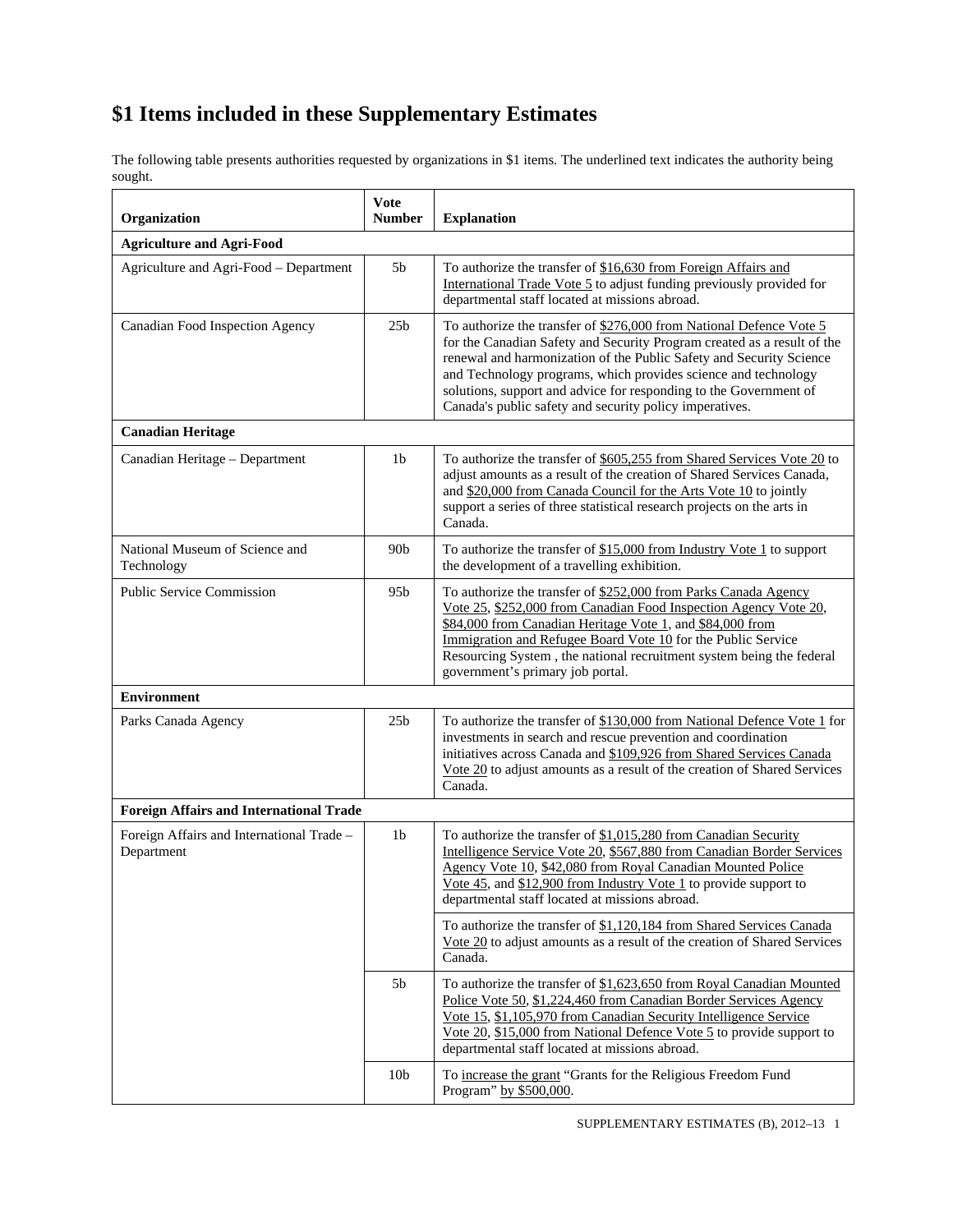# $1 Items included in these Supplementary Estimates

The following table presents authorities requested by organizations in $1 items. The underlined text indicates the authority being sought.

| Organization | Vote Number | Explanation |
|---|---|---|
| **Agriculture and Agri-Food** | | |
| Agriculture and Agri-Food – Department | 5b | To authorize the transfer of $16,630 from Foreign Affairs and International Trade Vote 5 to adjust funding previously provided for departmental staff located at missions abroad. |
| Canadian Food Inspection Agency | 25b | To authorize the transfer of $276,000 from National Defence Vote 5 for the Canadian Safety and Security Program created as a result of the renewal and harmonization of the Public Safety and Security Science and Technology programs, which provides science and technology solutions, support and advice for responding to the Government of Canada's public safety and security policy imperatives. |
| **Canadian Heritage** | | |
| Canadian Heritage – Department | 1b | To authorize the transfer of $605,255 from Shared Services Vote 20 to adjust amounts as a result of the creation of Shared Services Canada, and $20,000 from Canada Council for the Arts Vote 10 to jointly support a series of three statistical research projects on the arts in Canada. |
| National Museum of Science and Technology | 90b | To authorize the transfer of $15,000 from Industry Vote 1 to support the development of a travelling exhibition. |
| Public Service Commission | 95b | To authorize the transfer of $252,000 from Parks Canada Agency Vote 25, $252,000 from Canadian Food Inspection Agency Vote 20, $84,000 from Canadian Heritage Vote 1, and $84,000 from Immigration and Refugee Board Vote 10 for the Public Service Resourcing System , the national recruitment system being the federal government's primary job portal. |
| **Environment** | | |
| Parks Canada Agency | 25b | To authorize the transfer of $130,000 from National Defence Vote 1 for investments in search and rescue prevention and coordination initiatives across Canada and $109,926 from Shared Services Canada Vote 20 to adjust amounts as a result of the creation of Shared Services Canada. |
| **Foreign Affairs and International Trade** | | |
| Foreign Affairs and International Trade – Department | 1b | To authorize the transfer of $1,015,280 from Canadian Security Intelligence Service Vote 20, $567,880 from Canadian Border Services Agency Vote 10, $42,080 from Royal Canadian Mounted Police Vote 45, and $12,900 from Industry Vote 1 to provide support to departmental staff located at missions abroad. |
| | | To authorize the transfer of $1,120,184 from Shared Services Canada Vote 20 to adjust amounts as a result of the creation of Shared Services Canada. |
| | 5b | To authorize the transfer of $1,623,650 from Royal Canadian Mounted Police Vote 50, $1,224,460 from Canadian Border Services Agency Vote 15, $1,105,970 from Canadian Security Intelligence Service Vote 20, $15,000 from National Defence Vote 5 to provide support to departmental staff located at missions abroad. |
| | 10b | To increase the grant "Grants for the Religious Freedom Fund Program" by $500,000. |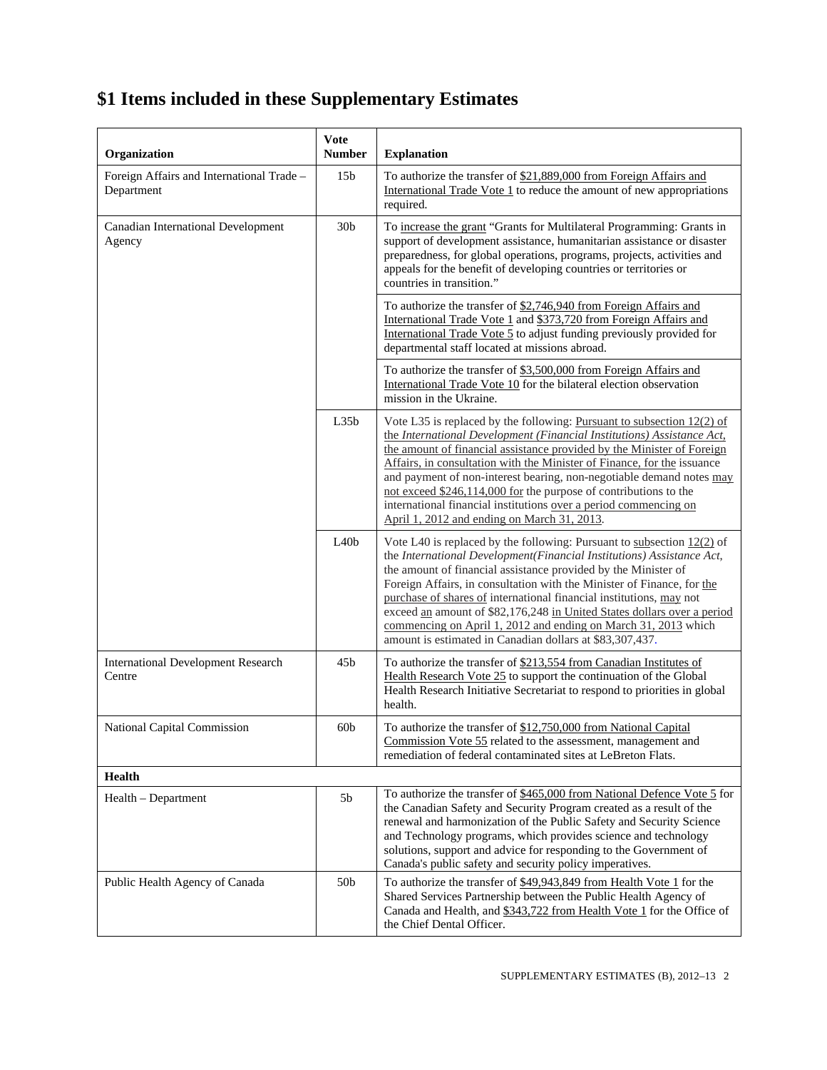# $1 Items included in these Supplementary Estimates

| Organization | Vote Number | Explanation |
|---|---|---|
| Foreign Affairs and International Trade – Department | 15b | To authorize the transfer of $21,889,000 from Foreign Affairs and International Trade Vote 1 to reduce the amount of new appropriations required. |
| Canadian International Development Agency | 30b | To increase the grant "Grants for Multilateral Programming: Grants in support of development assistance, humanitarian assistance or disaster preparedness, for global operations, programs, projects, activities and appeals for the benefit of developing countries or territories or countries in transition." |
| | | To authorize the transfer of $2,746,940 from Foreign Affairs and International Trade Vote 1 and $373,720 from Foreign Affairs and International Trade Vote 5 to adjust funding previously provided for departmental staff located at missions abroad. |
| | | To authorize the transfer of $3,500,000 from Foreign Affairs and International Trade Vote 10 for the bilateral election observation mission in the Ukraine. |
| | L35b | Vote L35 is replaced by the following: Pursuant to subsection 12(2) of the *International Development (Financial Institutions) Assistance Act*, the amount of financial assistance provided by the Minister of Foreign Affairs, in consultation with the Minister of Finance, for the issuance and payment of non-interest bearing, non-negotiable demand notes may not exceed $246,114,000 for the purpose of contributions to the international financial institutions over a period commencing on April 1, 2012 and ending on March 31, 2013. |
| | L40b | Vote L40 is replaced by the following: Pursuant to subsection 12(2) of the *International Development(Financial Institutions) Assistance Act*, the amount of financial assistance provided by the Minister of Foreign Affairs, in consultation with the Minister of Finance, for the purchase of shares of international financial institutions, may not exceed an amount of $82,176,248 in United States dollars over a period commencing on April 1, 2012 and ending on March 31, 2013 which amount is estimated in Canadian dollars at $83,307,437. |
| International Development Research Centre | 45b | To authorize the transfer of $213,554 from Canadian Institutes of Health Research Vote 25 to support the continuation of the Global Health Research Initiative Secretariat to respond to priorities in global health. |
| National Capital Commission | 60b | To authorize the transfer of $12,750,000 from National Capital Commission Vote 55 related to the assessment, management and remediation of federal contaminated sites at LeBreton Flats. |
| **Health** | | |
| Health – Department | 5b | To authorize the transfer of $465,000 from National Defence Vote 5 for the Canadian Safety and Security Program created as a result of the renewal and harmonization of the Public Safety and Security Science and Technology programs, which provides science and technology solutions, support and advice for responding to the Government of Canada's public safety and security policy imperatives. |
| Public Health Agency of Canada | 50b | To authorize the transfer of $49,943,849 from Health Vote 1 for the Shared Services Partnership between the Public Health Agency of Canada and Health, and $343,722 from Health Vote 1 for the Office of the Chief Dental Officer. |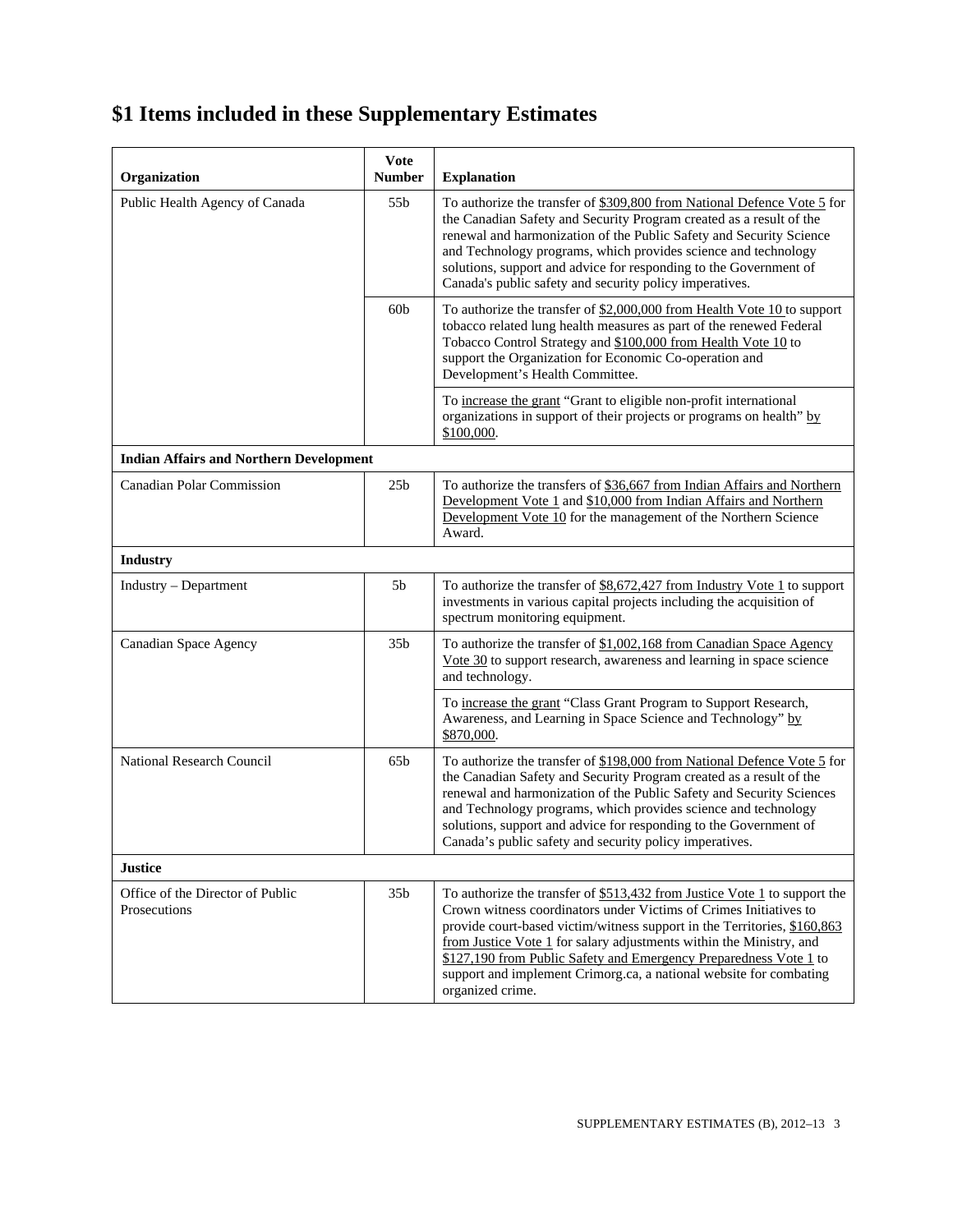# $1 Items included in these Supplementary Estimates

| Organization | Vote Number | Explanation |
|---|---|---|
| Public Health Agency of Canada | 55b | To authorize the transfer of $309,800 from National Defence Vote 5 for the Canadian Safety and Security Program created as a result of the renewal and harmonization of the Public Safety and Security Science and Technology programs, which provides science and technology solutions, support and advice for responding to the Government of Canada's public safety and security policy imperatives. |
| | 60b | To authorize the transfer of $2,000,000 from Health Vote 10 to support tobacco related lung health measures as part of the renewed Federal Tobacco Control Strategy and $100,000 from Health Vote 10 to support the Organization for Economic Co-operation and Development's Health Committee. |
| | | To increase the grant "Grant to eligible non-profit international organizations in support of their projects or programs on health" by $100,000. |
| **Indian Affairs and Northern Development** | | |
| Canadian Polar Commission | 25b | To authorize the transfers of $36,667 from Indian Affairs and Northern Development Vote 1 and $10,000 from Indian Affairs and Northern Development Vote 10 for the management of the Northern Science Award. |
| **Industry** | | |
| Industry – Department | 5b | To authorize the transfer of $8,672,427 from Industry Vote 1 to support investments in various capital projects including the acquisition of spectrum monitoring equipment. |
| Canadian Space Agency | 35b | To authorize the transfer of $1,002,168 from Canadian Space Agency Vote 30 to support research, awareness and learning in space science and technology. |
| | | To increase the grant "Class Grant Program to Support Research, Awareness, and Learning in Space Science and Technology" by $870,000. |
| National Research Council | 65b | To authorize the transfer of $198,000 from National Defence Vote 5 for the Canadian Safety and Security Program created as a result of the renewal and harmonization of the Public Safety and Security Sciences and Technology programs, which provides science and technology solutions, support and advice for responding to the Government of Canada's public safety and security policy imperatives. |
| **Justice** | | |
| Office of the Director of Public Prosecutions | 35b | To authorize the transfer of $513,432 from Justice Vote 1 to support the Crown witness coordinators under Victims of Crimes Initiatives to provide court-based victim/witness support in the Territories, $160,863 from Justice Vote 1 for salary adjustments within the Ministry, and $127,190 from Public Safety and Emergency Preparedness Vote 1 to support and implement Crimorg.ca, a national website for combating organized crime. |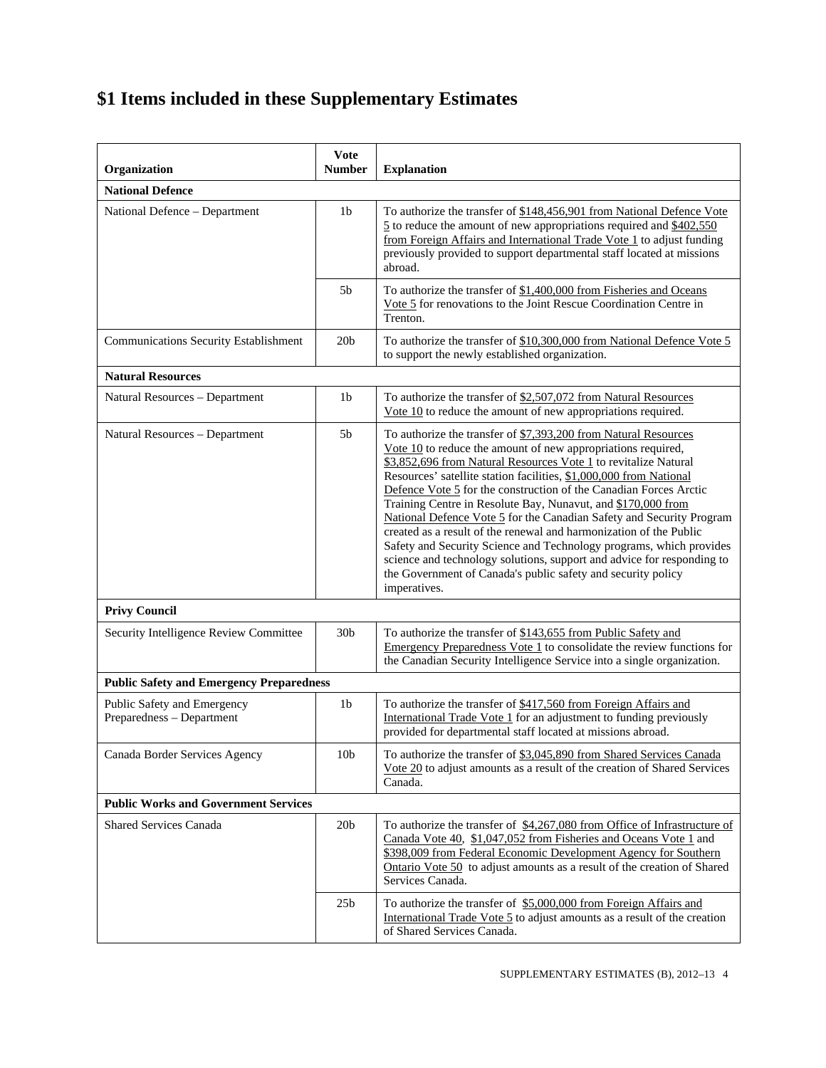# $1 Items included in these Supplementary Estimates

| Organization | Vote Number | Explanation |
|---|---|---|
| **National Defence** | | |
| National Defence – Department | 1b | To authorize the transfer of $148,456,901 from National Defence Vote 5 to reduce the amount of new appropriations required and $402,550 from Foreign Affairs and International Trade Vote 1 to adjust funding previously provided to support departmental staff located at missions abroad. |
| | 5b | To authorize the transfer of $1,400,000 from Fisheries and Oceans Vote 5 for renovations to the Joint Rescue Coordination Centre in Trenton. |
| Communications Security Establishment | 20b | To authorize the transfer of $10,300,000 from National Defence Vote 5 to support the newly established organization. |
| **Natural Resources** | | |
| Natural Resources – Department | 1b | To authorize the transfer of $2,507,072 from Natural Resources Vote 10 to reduce the amount of new appropriations required. |
| Natural Resources – Department | 5b | To authorize the transfer of $7,393,200 from Natural Resources Vote 10 to reduce the amount of new appropriations required, $3,852,696 from Natural Resources Vote 1 to revitalize Natural Resources' satellite station facilities, $1,000,000 from National Defence Vote 5 for the construction of the Canadian Forces Arctic Training Centre in Resolute Bay, Nunavut, and $170,000 from National Defence Vote 5 for the Canadian Safety and Security Program created as a result of the renewal and harmonization of the Public Safety and Security Science and Technology programs, which provides science and technology solutions, support and advice for responding to the Government of Canada's public safety and security policy imperatives. |
| **Privy Council** | | |
| Security Intelligence Review Committee | 30b | To authorize the transfer of $143,655 from Public Safety and Emergency Preparedness Vote 1 to consolidate the review functions for the Canadian Security Intelligence Service into a single organization. |
| **Public Safety and Emergency Preparedness** | | |
| Public Safety and Emergency Preparedness – Department | 1b | To authorize the transfer of $417,560 from Foreign Affairs and International Trade Vote 1 for an adjustment to funding previously provided for departmental staff located at missions abroad. |
| Canada Border Services Agency | 10b | To authorize the transfer of $3,045,890 from Shared Services Canada Vote 20 to adjust amounts as a result of the creation of Shared Services Canada. |
| **Public Works and Government Services** | | |
| Shared Services Canada | 20b | To authorize the transfer of $4,267,080 from Office of Infrastructure of Canada Vote 40, $1,047,052 from Fisheries and Oceans Vote 1 and $398,009 from Federal Economic Development Agency for Southern Ontario Vote 50 to adjust amounts as a result of the creation of Shared Services Canada. |
| | 25b | To authorize the transfer of $5,000,000 from Foreign Affairs and International Trade Vote 5 to adjust amounts as a result of the creation of Shared Services Canada. |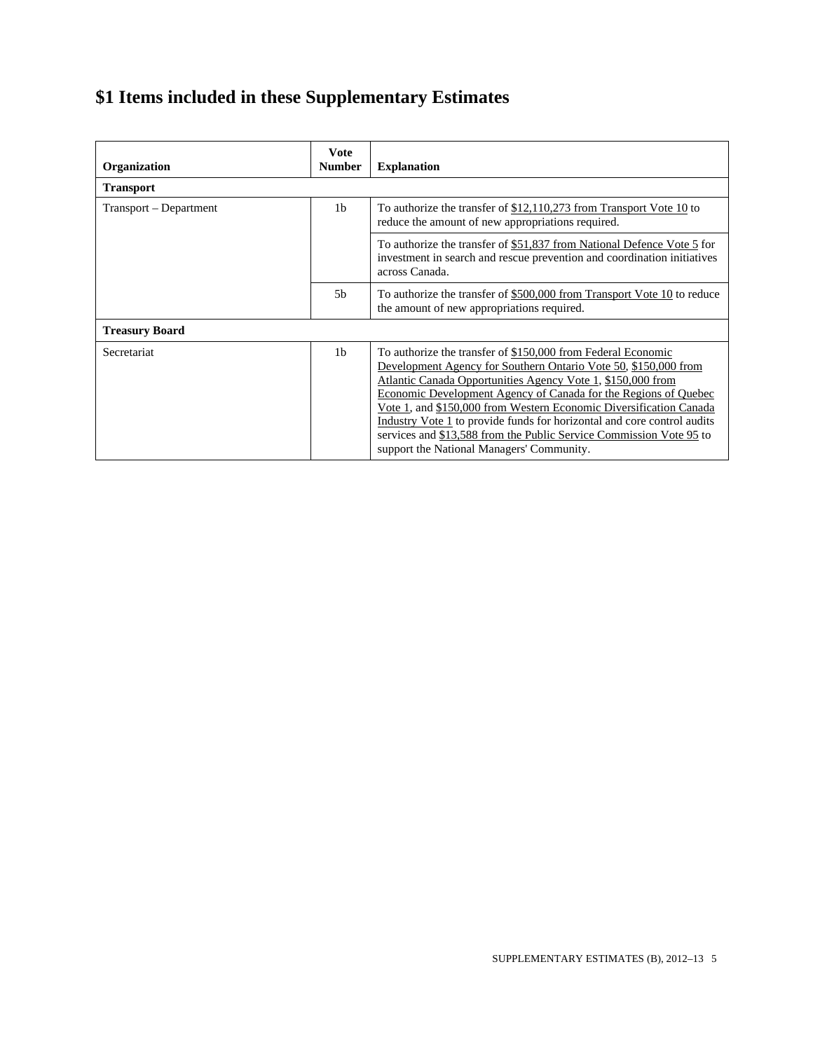# $1 Items included in these Supplementary Estimates

| Organization | Vote Number | Explanation |
|---|---|---|
| **Transport** | | |
| Transport – Department | 1b | To authorize the transfer of $12,110,273 from Transport Vote 10 to reduce the amount of new appropriations required. |
| | | To authorize the transfer of $51,837 from National Defence Vote 5 for investment in search and rescue prevention and coordination initiatives across Canada. |
| | 5b | To authorize the transfer of $500,000 from Transport Vote 10 to reduce the amount of new appropriations required. |
| **Treasury Board** | | |
| Secretariat | 1b | To authorize the transfer of $150,000 from Federal Economic Development Agency for Southern Ontario Vote 50, $150,000 from Atlantic Canada Opportunities Agency Vote 1, $150,000 from Economic Development Agency of Canada for the Regions of Quebec Vote 1, and $150,000 from Western Economic Diversification Canada Industry Vote 1 to provide funds for horizontal and core control audits services and $13,588 from the Public Service Commission Vote 95 to support the National Managers' Community. |